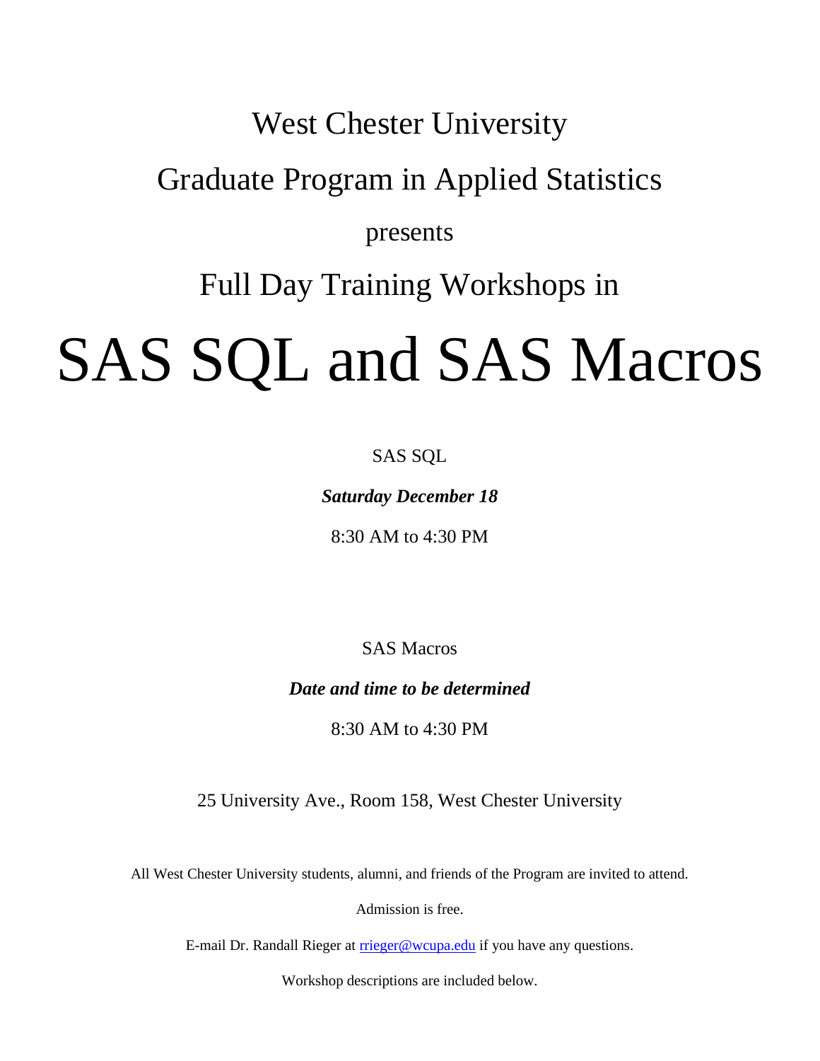West Chester University

Graduate Program in Applied Statistics

presents

Full Day Training Workshops in

# SAS SQL and SAS Macros

SAS SQL

***Saturday December 18***

8:30 AM to 4:30 PM

SAS Macros

***Date and time to be determined***

8:30 AM to 4:30 PM

25 University Ave., Room 158, West Chester University

All West Chester University students, alumni, and friends of the Program are invited to attend.

Admission is free.

E-mail Dr. Randall Rieger at rrieger@wcupa.edu if you have any questions.

Workshop descriptions are included below.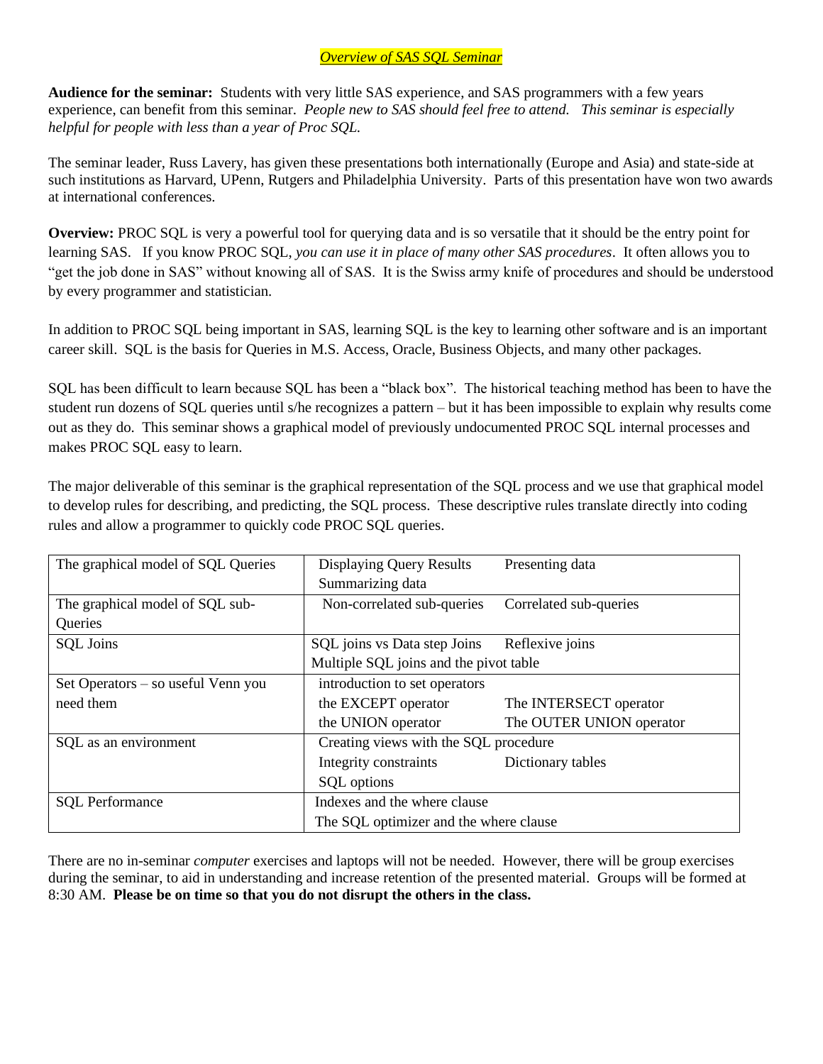*Overview of SAS SQL Seminar*

**Audience for the seminar:** Students with very little SAS experience, and SAS programmers with a few years experience, can benefit from this seminar. *People new to SAS should feel free to attend. This seminar is especially helpful for people with less than a year of Proc SQL.*

The seminar leader, Russ Lavery, has given these presentations both internationally (Europe and Asia) and state-side at such institutions as Harvard, UPenn, Rutgers and Philadelphia University. Parts of this presentation have won two awards at international conferences.

**Overview:** PROC SQL is very a powerful tool for querying data and is so versatile that it should be the entry point for learning SAS. If you know PROC SQL, *you can use it in place of many other SAS procedures*. It often allows you to "get the job done in SAS" without knowing all of SAS. It is the Swiss army knife of procedures and should be understood by every programmer and statistician.

In addition to PROC SQL being important in SAS, learning SQL is the key to learning other software and is an important career skill. SQL is the basis for Queries in M.S. Access, Oracle, Business Objects, and many other packages.

SQL has been difficult to learn because SQL has been a "black box". The historical teaching method has been to have the student run dozens of SQL queries until s/he recognizes a pattern – but it has been impossible to explain why results come out as they do. This seminar shows a graphical model of previously undocumented PROC SQL internal processes and makes PROC SQL easy to learn.

The major deliverable of this seminar is the graphical representation of the SQL process and we use that graphical model to develop rules for describing, and predicting, the SQL process. These descriptive rules translate directly into coding rules and allow a programmer to quickly code PROC SQL queries.

| | | |
|---|---|---|
| The graphical model of SQL Queries | Displaying Query Results<br>Summarizing data | Presenting data |
| The graphical model of SQL sub-Queries | Non-correlated sub-queries | Correlated sub-queries |
| SQL Joins | SQL joins vs Data step Joins<br>Multiple SQL joins and the pivot table | Reflexive joins |
| Set Operators – so useful Venn you need them | introduction to set operators<br>the EXCEPT operator<br>the UNION operator | <br>The INTERSECT operator<br>The OUTER UNION operator |
| SQL as an environment | Creating views with the SQL procedure<br>Integrity constraints<br>SQL options | <br>Dictionary tables |
| SQL Performance | Indexes and the where clause<br>The SQL optimizer and the where clause | |

There are no in-seminar *computer* exercises and laptops will not be needed. However, there will be group exercises during the seminar, to aid in understanding and increase retention of the presented material. Groups will be formed at 8:30 AM. **Please be on time so that you do not disrupt the others in the class.**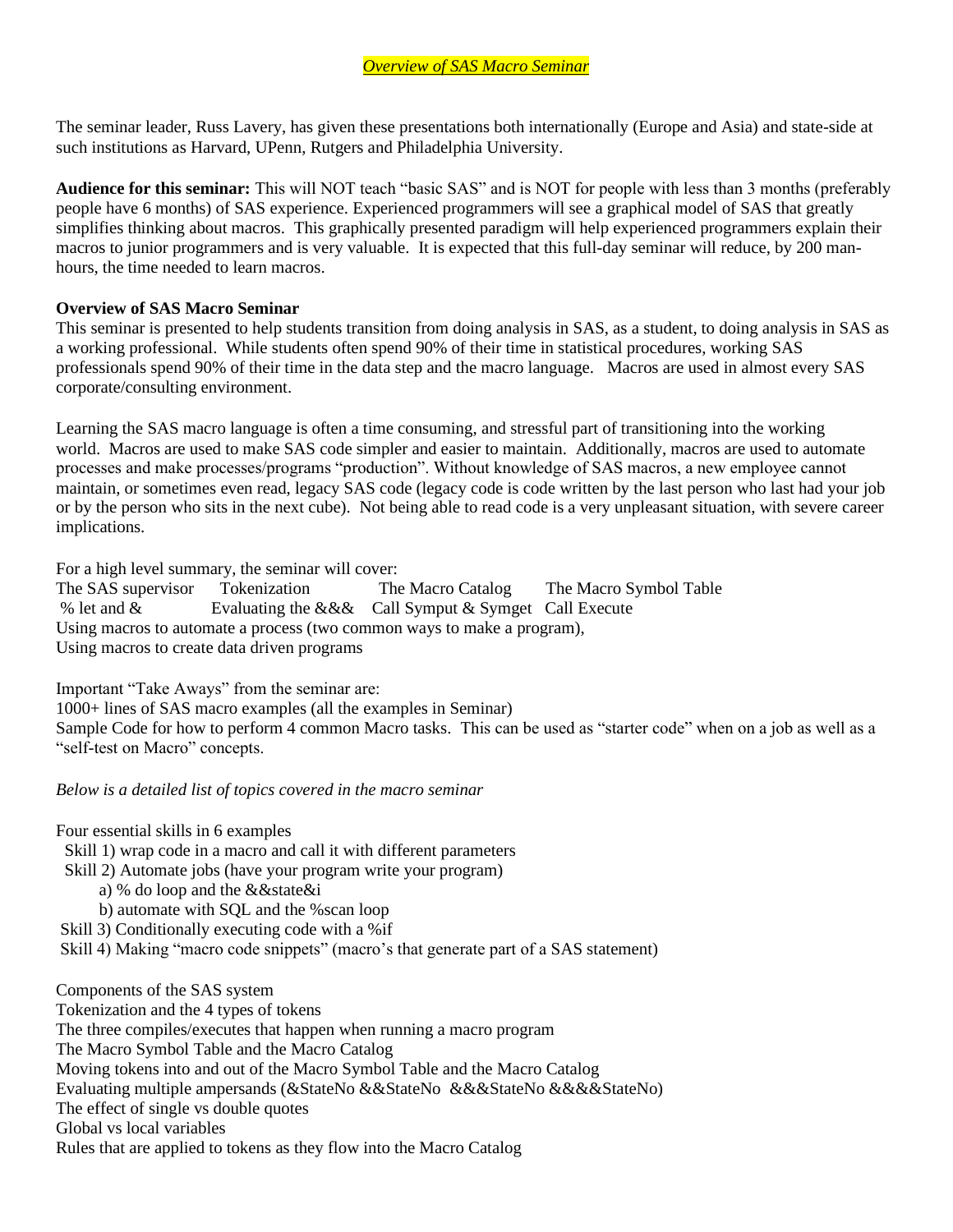*Overview of SAS Macro Seminar*

The seminar leader, Russ Lavery, has given these presentations both internationally (Europe and Asia) and state-side at such institutions as Harvard, UPenn, Rutgers and Philadelphia University.

**Audience for this seminar:** This will NOT teach "basic SAS" and is NOT for people with less than 3 months (preferably people have 6 months) of SAS experience. Experienced programmers will see a graphical model of SAS that greatly simplifies thinking about macros. This graphically presented paradigm will help experienced programmers explain their macros to junior programmers and is very valuable. It is expected that this full-day seminar will reduce, by 200 man-hours, the time needed to learn macros.

**Overview of SAS Macro Seminar**

This seminar is presented to help students transition from doing analysis in SAS, as a student, to doing analysis in SAS as a working professional. While students often spend 90% of their time in statistical procedures, working SAS professionals spend 90% of their time in the data step and the macro language. Macros are used in almost every SAS corporate/consulting environment.

Learning the SAS macro language is often a time consuming, and stressful part of transitioning into the working world. Macros are used to make SAS code simpler and easier to maintain. Additionally, macros are used to automate processes and make processes/programs "production". Without knowledge of SAS macros, a new employee cannot maintain, or sometimes even read, legacy SAS code (legacy code is code written by the last person who last had your job or by the person who sits in the next cube). Not being able to read code is a very unpleasant situation, with severe career implications.

For a high level summary, the seminar will cover:

The SAS supervisor  Tokenization  The Macro Catalog  The Macro Symbol Table
% let and &  Evaluating the &&&  Call Symput & Symget  Call Execute
Using macros to automate a process (two common ways to make a program),
Using macros to create data driven programs

Important "Take Aways" from the seminar are:
1000+ lines of SAS macro examples (all the examples in Seminar)
Sample Code for how to perform 4 common Macro tasks. This can be used as "starter code" when on a job as well as a "self-test on Macro" concepts.

*Below is a detailed list of topics covered in the macro seminar*

Four essential skills in 6 examples
- Skill 1) wrap code in a macro and call it with different parameters
- Skill 2) Automate jobs (have your program write your program)
  - a) % do loop and the &&state&i
  - b) automate with SQL and the %scan loop
- Skill 3) Conditionally executing code with a %if
- Skill 4) Making "macro code snippets" (macro's that generate part of a SAS statement)

Components of the SAS system
Tokenization and the 4 types of tokens
The three compiles/executes that happen when running a macro program
The Macro Symbol Table and the Macro Catalog
Moving tokens into and out of the Macro Symbol Table and the Macro Catalog
Evaluating multiple ampersands (&StateNo &&StateNo &&&StateNo &&&&StateNo)
The effect of single vs double quotes
Global vs local variables
Rules that are applied to tokens as they flow into the Macro Catalog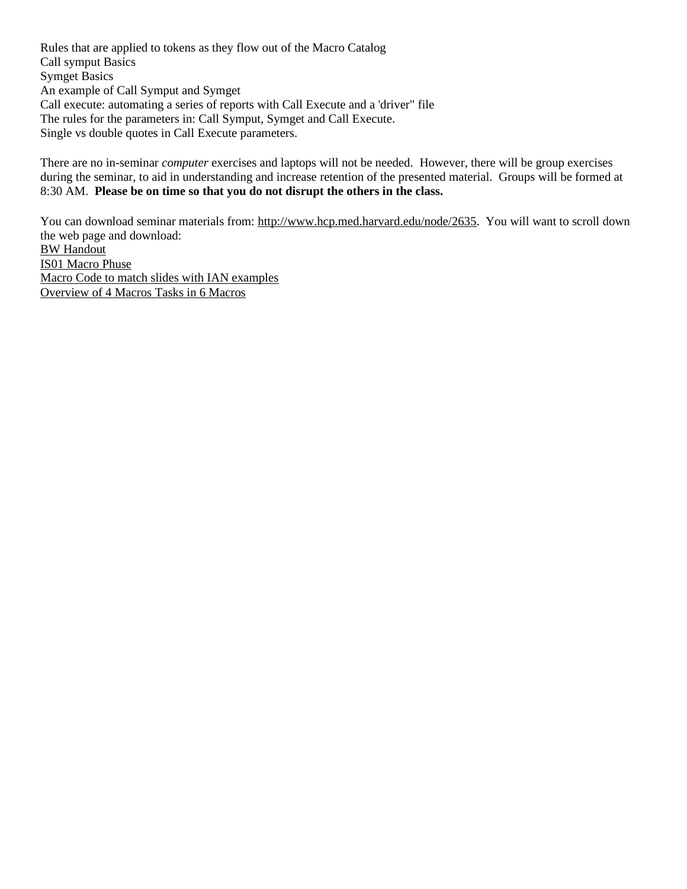Rules that are applied to tokens as they flow out of the Macro Catalog
Call symput Basics
Symget Basics
An example of Call Symput and Symget
Call execute: automating a series of reports with Call Execute and a 'driver" file
The rules for the parameters in: Call Symput, Symget and Call Execute.
Single vs double quotes in Call Execute parameters.

There are no in-seminar *computer* exercises and laptops will not be needed. However, there will be group exercises during the seminar, to aid in understanding and increase retention of the presented material. Groups will be formed at 8:30 AM. **Please be on time so that you do not disrupt the others in the class.**

You can download seminar materials from: http://www.hcp.med.harvard.edu/node/2635. You will want to scroll down the web page and download:
BW Handout
IS01 Macro Phuse
Macro Code to match slides with IAN examples
Overview of 4 Macros Tasks in 6 Macros